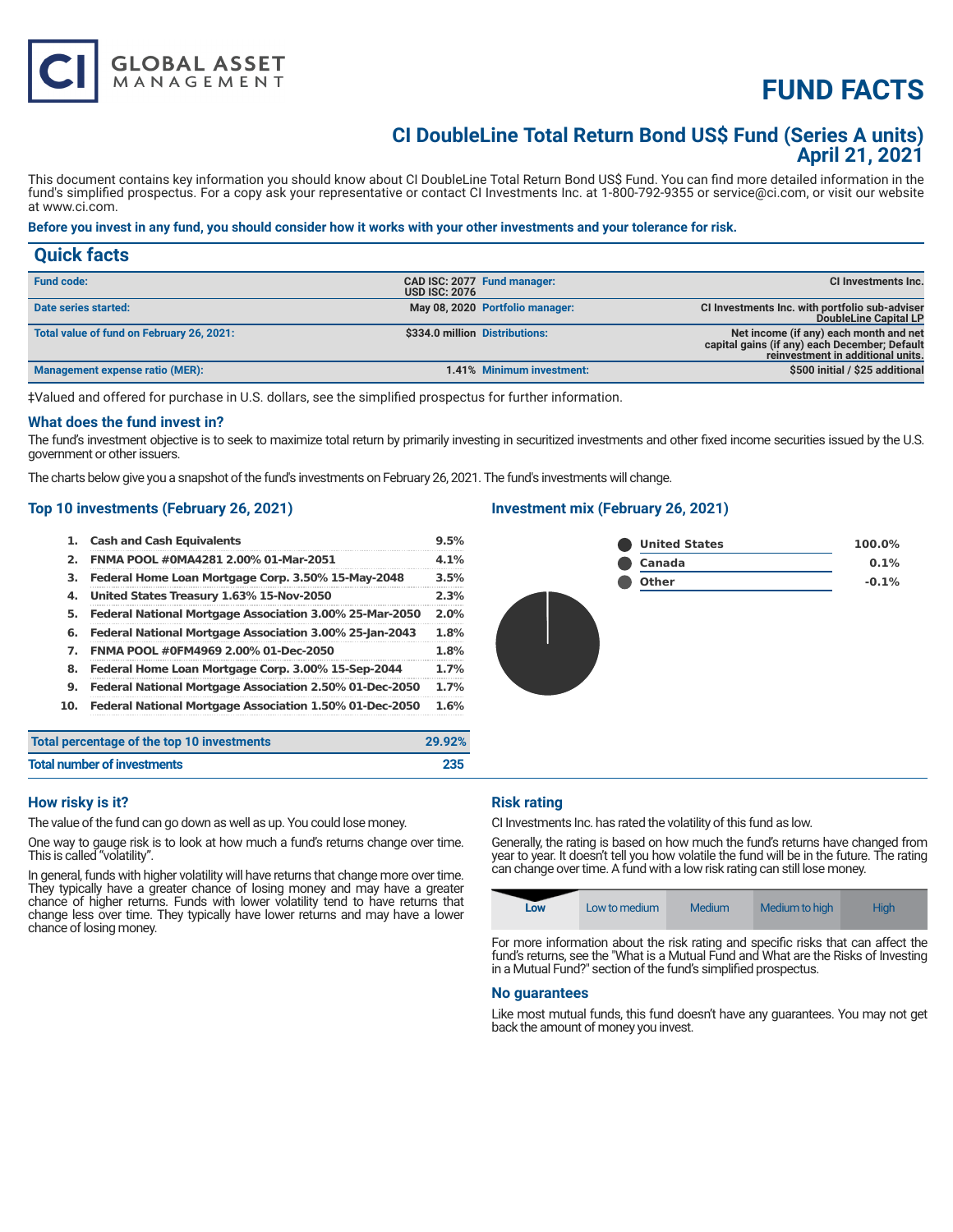CI GLOBAL ASSET MANAGEMENT

# FUND FACTS

## CI DoubleLine Total Return Bond US$ Fund (Series A units)
## April 21, 2021

This document contains key information you should know about CI DoubleLine Total Return Bond US$ Fund. You can find more detailed information in the fund's simplified prospectus. For a copy ask your representative or contact CI Investments Inc. at 1-800-792-9355 or service@ci.com, or visit our website at www.ci.com.

**Before you invest in any fund, you should consider how it works with your other investments and your tolerance for risk.**

## Quick facts

| | | | |
|---|---|---|---|
| **Fund code:** | CAD ISC: 2077<br>USD ISC: 2076 | **Fund manager:** | CI Investments Inc. |
| **Date series started:** | May 08, 2020 | **Portfolio manager:** | CI Investments Inc. with portfolio sub-adviser DoubleLine Capital LP |
| **Total value of fund on February 26, 2021:** | $334.0 million | **Distributions:** | Net income (if any) each month and net capital gains (if any) each December; Default reinvestment in additional units. |
| **Management expense ratio (MER):** | 1.41% | **Minimum investment:** | $500 initial / $25 additional |

‡Valued and offered for purchase in U.S. dollars, see the simplified prospectus for further information.

### What does the fund invest in?

The fund's investment objective is to seek to maximize total return by primarily investing in securitized investments and other fixed income securities issued by the U.S. government or other issuers.

The charts below give you a snapshot of the fund's investments on February 26, 2021. The fund's investments will change.

### Top 10 investments (February 26, 2021)

| | Investment | % |
|---|---|---|
| 1. | Cash and Cash Equivalents | 9.5% |
| 2. | FNMA POOL #0MA4281 2.00% 01-Mar-2051 | 4.1% |
| 3. | Federal Home Loan Mortgage Corp. 3.50% 15-May-2048 | 3.5% |
| 4. | United States Treasury 1.63% 15-Nov-2050 | 2.3% |
| 5. | Federal National Mortgage Association 3.00% 25-Mar-2050 | 2.0% |
| 6. | Federal National Mortgage Association 3.00% 25-Jan-2043 | 1.8% |
| 7. | FNMA POOL #0FM4969 2.00% 01-Dec-2050 | 1.8% |
| 8. | Federal Home Loan Mortgage Corp. 3.00% 15-Sep-2044 | 1.7% |
| 9. | Federal National Mortgage Association 2.50% 01-Dec-2050 | 1.7% |
| 10. | Federal National Mortgage Association 1.50% 01-Dec-2050 | 1.6% |

| | |
|---|---|
| **Total percentage of the top 10 investments** | **29.92%** |
| **Total number of investments** | **235** |

### Investment mix (February 26, 2021)

| | |
|---|---|
| United States | 100.0% |
| Canada | 0.1% |
| Other | -0.1% |

### How risky is it?

The value of the fund can go down as well as up. You could lose money.

One way to gauge risk is to look at how much a fund's returns change over time. This is called "volatility".

In general, funds with higher volatility will have returns that change more over time. They typically have a greater chance of losing money and may have a greater chance of higher returns. Funds with lower volatility tend to have returns that change less over time. They typically have lower returns and may have a lower chance of losing money.

### Risk rating

CI Investments Inc. has rated the volatility of this fund as low.

Generally, the rating is based on how much the fund's returns have changed from year to year. It doesn't tell you how volatile the fund will be in the future. The rating can change over time. A fund with a low risk rating can still lose money.

| **Low** | Low to medium | Medium | Medium to high | High |
|---|---|---|---|---|

For more information about the risk rating and specific risks that can affect the fund's returns, see the "What is a Mutual Fund and What are the Risks of Investing in a Mutual Fund?" section of the fund's simplified prospectus.

### No guarantees

Like most mutual funds, this fund doesn't have any guarantees. You may not get back the amount of money you invest.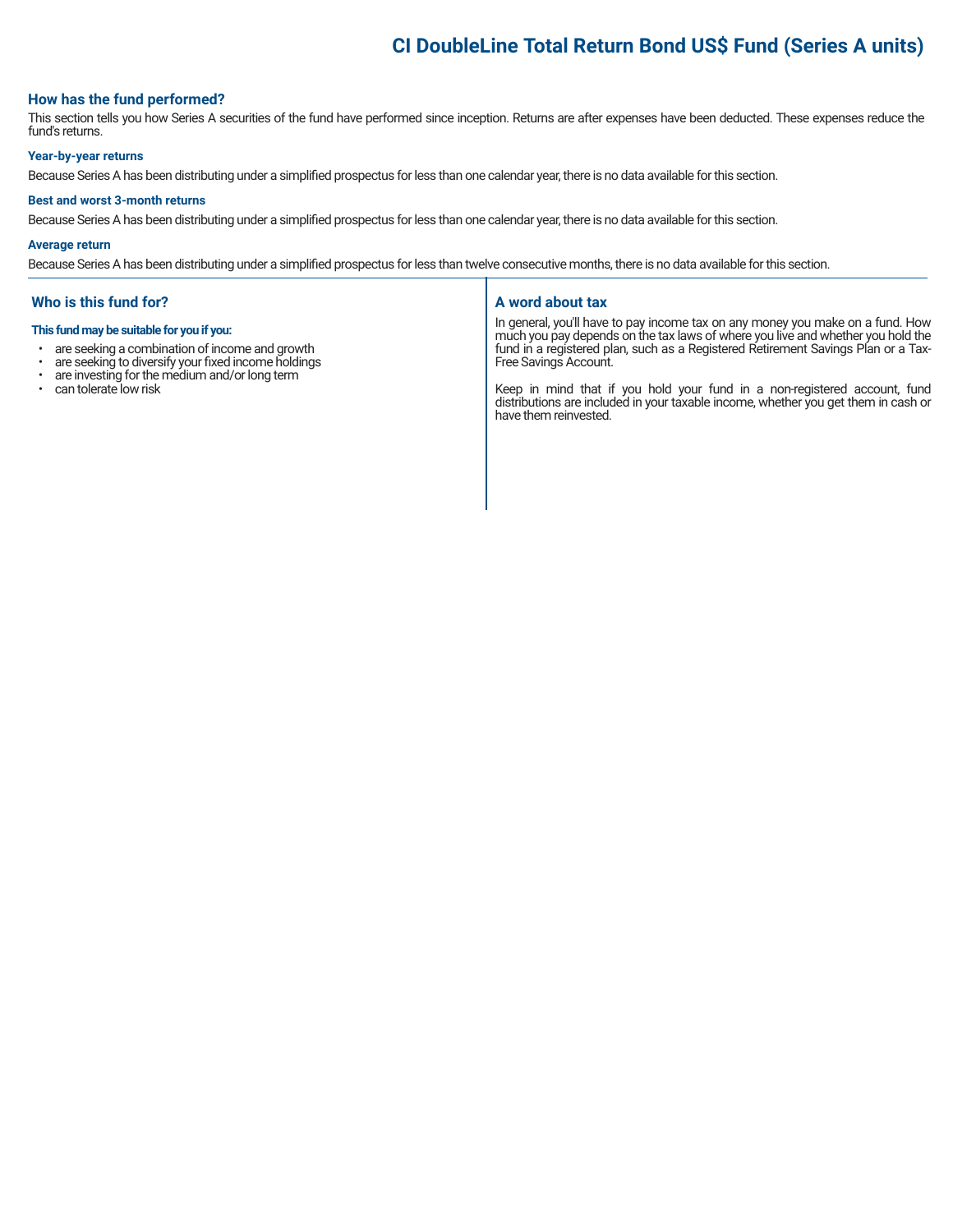# CI DoubleLine Total Return Bond US$ Fund (Series A units)

## How has the fund performed?

This section tells you how Series A securities of the fund have performed since inception. Returns are after expenses have been deducted. These expenses reduce the fund's returns.

### Year-by-year returns

Because Series A has been distributing under a simplified prospectus for less than one calendar year, there is no data available for this section.

### Best and worst 3-month returns

Because Series A has been distributing under a simplified prospectus for less than one calendar year, there is no data available for this section.

### Average return

Because Series A has been distributing under a simplified prospectus for less than twelve consecutive months, there is no data available for this section.

## Who is this fund for?

**This fund may be suitable for you if you:**

- are seeking a combination of income and growth
- are seeking to diversify your fixed income holdings
- are investing for the medium and/or long term
- can tolerate low risk

## A word about tax

In general, you'll have to pay income tax on any money you make on a fund. How much you pay depends on the tax laws of where you live and whether you hold the fund in a registered plan, such as a Registered Retirement Savings Plan or a Tax-Free Savings Account.

Keep in mind that if you hold your fund in a non-registered account, fund distributions are included in your taxable income, whether you get them in cash or have them reinvested.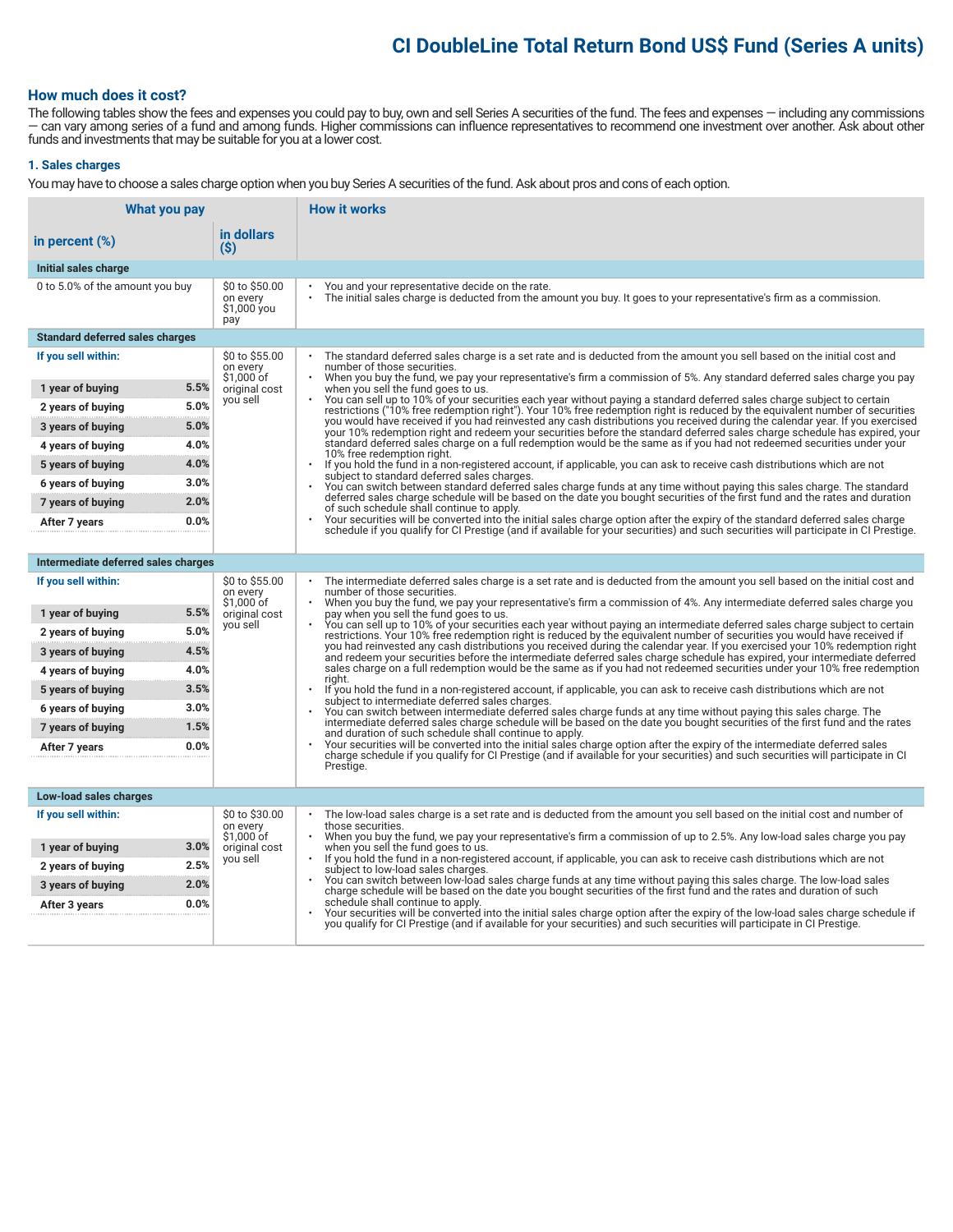# CI DoubleLine Total Return Bond US$ Fund (Series A units)

## How much does it cost?

The following tables show the fees and expenses you could pay to buy, own and sell Series A securities of the fund. The fees and expenses — including any commissions — can vary among series of a fund and among funds. Higher commissions can influence representatives to recommend one investment over another. Ask about other funds and investments that may be suitable for you at a lower cost.

### 1. Sales charges

You may have to choose a sales charge option when you buy Series A securities of the fund. Ask about pros and cons of each option.

| What you pay: in percent (%) | What you pay: in dollars ($) | How it works |
|---|---|---|
| **Initial sales charge** | | |
| 0 to 5.0% of the amount you buy | $0 to $50.00 on every $1,000 you pay | • You and your representative decide on the rate.<br>• The initial sales charge is deducted from the amount you buy. It goes to your representative's firm as a commission. |
| **Standard deferred sales charges** | | |
| **If you sell within:**<br>**1 year of buying** 5.5%<br>**2 years of buying** 5.0%<br>**3 years of buying** 5.0%<br>**4 years of buying** 4.0%<br>**5 years of buying** 4.0%<br>**6 years of buying** 3.0%<br>**7 years of buying** 2.0%<br>**After 7 years** 0.0% | $0 to $55.00 on every $1,000 of original cost you sell | • The standard deferred sales charge is a set rate and is deducted from the amount you sell based on the initial cost and number of those securities.<br>• When you buy the fund, we pay your representative's firm a commission of 5%. Any standard deferred sales charge you pay when you sell the fund goes to us.<br>• You can sell up to 10% of your securities each year without paying a standard deferred sales charge subject to certain restrictions ("10% free redemption right"). Your 10% free redemption right is reduced by the equivalent number of securities you would have received if you had reinvested any cash distributions you received during the calendar year. If you exercised your 10% redemption right and redeem your securities before the standard deferred sales charge schedule has expired, your standard deferred sales charge on a full redemption would be the same as if you had not redeemed securities under your 10% free redemption right.<br>• If you hold the fund in a non-registered account, if applicable, you can ask to receive cash distributions which are not subject to standard deferred sales charges.<br>• You can switch between standard deferred sales charge funds at any time without paying this sales charge. The standard deferred sales charge schedule will be based on the date you bought securities of the first fund and the rates and duration of such schedule shall continue to apply.<br>• Your securities will be converted into the initial sales charge option after the expiry of the standard deferred sales charge schedule if you qualify for CI Prestige (and if available for your securities) and such securities will participate in CI Prestige. |
| **Intermediate deferred sales charges** | | |
| **If you sell within:**<br>**1 year of buying** 5.5%<br>**2 years of buying** 5.0%<br>**3 years of buying** 4.5%<br>**4 years of buying** 4.0%<br>**5 years of buying** 3.5%<br>**6 years of buying** 3.0%<br>**7 years of buying** 1.5%<br>**After 7 years** 0.0% | $0 to $55.00 on every $1,000 of original cost you sell | • The intermediate deferred sales charge is a set rate and is deducted from the amount you sell based on the initial cost and number of those securities.<br>• When you buy the fund, we pay your representative's firm a commission of 4%. Any intermediate deferred sales charge you pay when you sell the fund goes to us.<br>• You can sell up to 10% of your securities each year without paying an intermediate deferred sales charge subject to certain restrictions. Your 10% free redemption right is reduced by the equivalent number of securities you would have received if you had reinvested any cash distributions you received during the calendar year. If you exercised your 10% redemption right and redeem your securities before the intermediate deferred sales charge schedule has expired, your intermediate deferred sales charge on a full redemption would be the same as if you had not redeemed securities under your 10% free redemption right.<br>• If you hold the fund in a non-registered account, if applicable, you can ask to receive cash distributions which are not subject to intermediate deferred sales charges.<br>• You can switch between intermediate deferred sales charge funds at any time without paying this sales charge. The intermediate deferred sales charge schedule will be based on the date you bought securities of the first fund and the rates and duration of such schedule shall continue to apply.<br>• Your securities will be converted into the initial sales charge option after the expiry of the intermediate deferred sales charge schedule if you qualify for CI Prestige (and if available for your securities) and such securities will participate in CI Prestige. |
| **Low-load sales charges** | | |
| **If you sell within:**<br>**1 year of buying** 3.0%<br>**2 years of buying** 2.5%<br>**3 years of buying** 2.0%<br>**After 3 years** 0.0% | $0 to $30.00 on every $1,000 of original cost you sell | • The low-load sales charge is a set rate and is deducted from the amount you sell based on the initial cost and number of those securities.<br>• When you buy the fund, we pay your representative's firm a commission of up to 2.5%. Any low-load sales charge you pay when you sell the fund goes to us.<br>• If you hold the fund in a non-registered account, if applicable, you can ask to receive cash distributions which are not subject to low-load sales charges.<br>• You can switch between low-load sales charge funds at any time without paying this sales charge. The low-load sales charge schedule will be based on the date you bought securities of the first fund and the rates and duration of such schedule shall continue to apply.<br>• Your securities will be converted into the initial sales charge option after the expiry of the low-load sales charge schedule if you qualify for CI Prestige (and if available for your securities) and such securities will participate in CI Prestige. |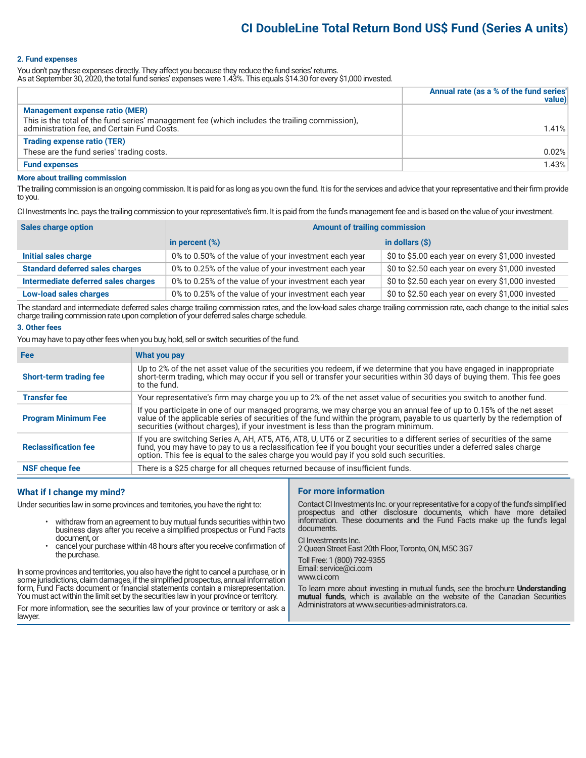# CI DoubleLine Total Return Bond US$ Fund (Series A units)

### 2. Fund expenses

You don't pay these expenses directly. They affect you because they reduce the fund series' returns.
As at September 30, 2020, the total fund series' expenses were 1.43%. This equals $14.30 for every $1,000 invested.

| | Annual rate (as a % of the fund series' value) |
|---|---|
| **Management expense ratio (MER)**<br>This is the total of the fund series' management fee (which includes the trailing commission), administration fee, and Certain Fund Costs. | 1.41% |
| **Trading expense ratio (TER)**<br>These are the fund series' trading costs. | 0.02% |
| **Fund expenses** | 1.43% |

**More about trailing commission**

The trailing commission is an ongoing commission. It is paid for as long as you own the fund. It is for the services and advice that your representative and their firm provide to you.

CI Investments Inc. pays the trailing commission to your representative's firm. It is paid from the fund's management fee and is based on the value of your investment.

| Sales charge option | Amount of trailing commission | |
|---|---|---|
| | in percent (%) | in dollars ($) |
| Initial sales charge | 0% to 0.50% of the value of your investment each year | $0 to $5.00 each year on every $1,000 invested |
| Standard deferred sales charges | 0% to 0.25% of the value of your investment each year | $0 to $2.50 each year on every $1,000 invested |
| Intermediate deferred sales charges | 0% to 0.25% of the value of your investment each year | $0 to $2.50 each year on every $1,000 invested |
| Low-load sales charges | 0% to 0.25% of the value of your investment each year | $0 to $2.50 each year on every $1,000 invested |

The standard and intermediate deferred sales charge trailing commission rates, and the low-load sales charge trailing commission rate, each change to the initial sales charge trailing commission rate upon completion of your deferred sales charge schedule.

### 3. Other fees

You may have to pay other fees when you buy, hold, sell or switch securities of the fund.

| Fee | What you pay |
|---|---|
| Short-term trading fee | Up to 2% of the net asset value of the securities you redeem, if we determine that you have engaged in inappropriate short-term trading, which may occur if you sell or transfer your securities within 30 days of buying them. This fee goes to the fund. |
| Transfer fee | Your representative's firm may charge you up to 2% of the net asset value of securities you switch to another fund. |
| Program Minimum Fee | If you participate in one of our managed programs, we may charge you an annual fee of up to 0.15% of the net asset value of the applicable series of securities of the fund within the program, payable to us quarterly by the redemption of securities (without charges), if your investment is less than the program minimum. |
| Reclassification fee | If you are switching Series A, AH, AT5, AT6, AT8, U, UT6 or Z securities to a different series of securities of the same fund, you may have to pay to us a reclassification fee if you bought your securities under a deferred sales charge option. This fee is equal to the sales charge you would pay if you sold such securities. |
| NSF cheque fee | There is a $25 charge for all cheques returned because of insufficient funds. |

## What if I change my mind?

Under securities law in some provinces and territories, you have the right to:

- withdraw from an agreement to buy mutual funds securities within two business days after you receive a simplified prospectus or Fund Facts document, or
- cancel your purchase within 48 hours after you receive confirmation of the purchase.

In some provinces and territories, you also have the right to cancel a purchase, or in some jurisdictions, claim damages, if the simplified prospectus, annual information form, Fund Facts document or financial statements contain a misrepresentation. You must act within the limit set by the securities law in your province or territory.

For more information, see the securities law of your province or territory or ask a lawyer.

## For more information

Contact CI Investments Inc. or your representative for a copy of the fund's simplified prospectus and other disclosure documents, which have more detailed information. These documents and the Fund Facts make up the fund's legal documents.

CI Investments Inc.
2 Queen Street East 20th Floor, Toronto, ON, M5C 3G7

Toll Free: 1 (800) 792-9355
Email: service@ci.com
www.ci.com

To learn more about investing in mutual funds, see the brochure **Understanding mutual funds**, which is available on the website of the Canadian Securities Administrators at www.securities-administrators.ca.